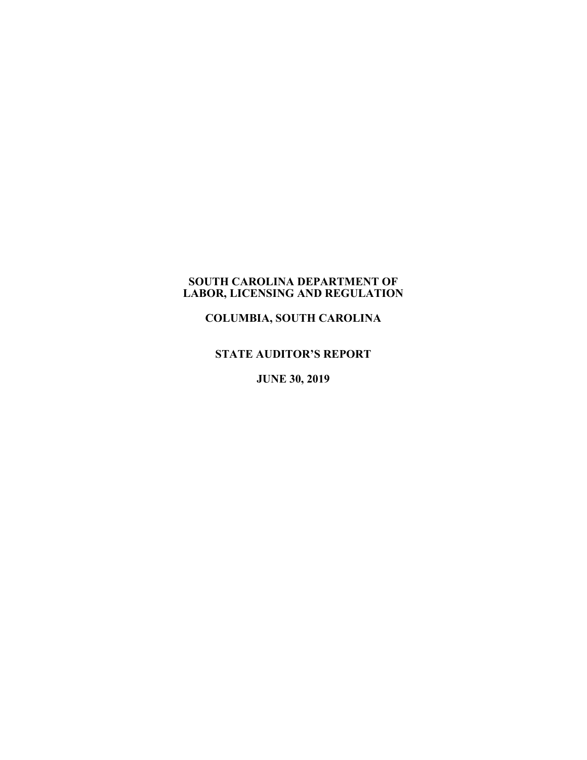# SOUTH CAROLINA DEPARTMENT OF LABOR, LICENSING AND REGULATION

## COLUMBIA, SOUTH CAROLINA

## STATE AUDITOR'S REPORT

## JUNE 30, 2019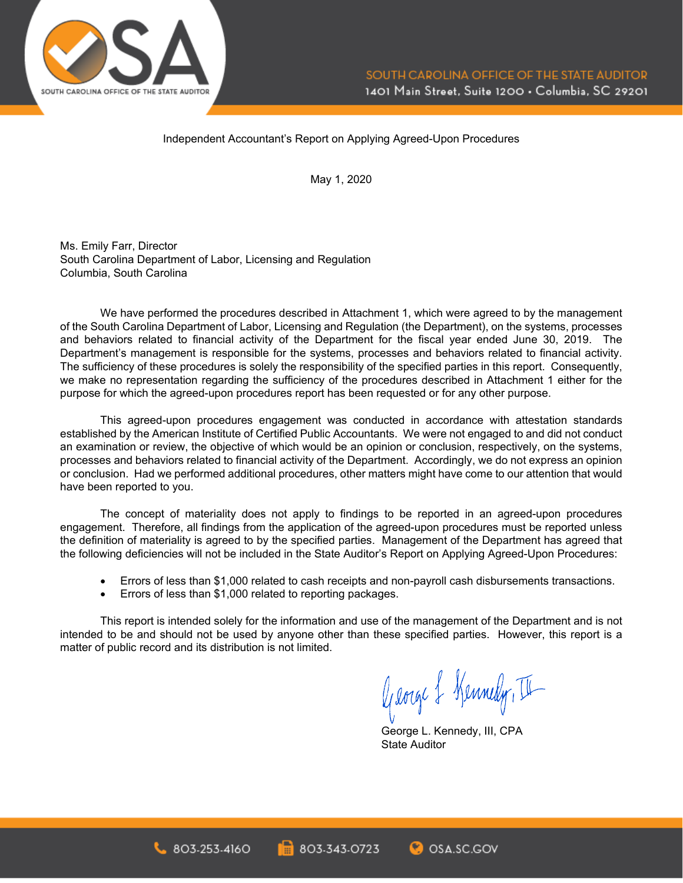Independent Accountant's Report on Applying Agreed-Upon Procedures

May 1, 2020

Ms. Emily Farr, Director
South Carolina Department of Labor, Licensing and Regulation
Columbia, South Carolina

We have performed the procedures described in Attachment 1, which were agreed to by the management of the South Carolina Department of Labor, Licensing and Regulation (the Department), on the systems, processes and behaviors related to financial activity of the Department for the fiscal year ended June 30, 2019. The Department's management is responsible for the systems, processes and behaviors related to financial activity. The sufficiency of these procedures is solely the responsibility of the specified parties in this report. Consequently, we make no representation regarding the sufficiency of the procedures described in Attachment 1 either for the purpose for which the agreed-upon procedures report has been requested or for any other purpose.

This agreed-upon procedures engagement was conducted in accordance with attestation standards established by the American Institute of Certified Public Accountants. We were not engaged to and did not conduct an examination or review, the objective of which would be an opinion or conclusion, respectively, on the systems, processes and behaviors related to financial activity of the Department. Accordingly, we do not express an opinion or conclusion. Had we performed additional procedures, other matters might have come to our attention that would have been reported to you.

The concept of materiality does not apply to findings to be reported in an agreed-upon procedures engagement. Therefore, all findings from the application of the agreed-upon procedures must be reported unless the definition of materiality is agreed to by the specified parties. Management of the Department has agreed that the following deficiencies will not be included in the State Auditor's Report on Applying Agreed-Upon Procedures:

- Errors of less than $1,000 related to cash receipts and non-payroll cash disbursements transactions.
- Errors of less than $1,000 related to reporting packages.

This report is intended solely for the information and use of the management of the Department and is not intended to be and should not be used by anyone other than these specified parties. However, this report is a matter of public record and its distribution is not limited.

George L. Kennedy, III

George L. Kennedy, III, CPA
State Auditor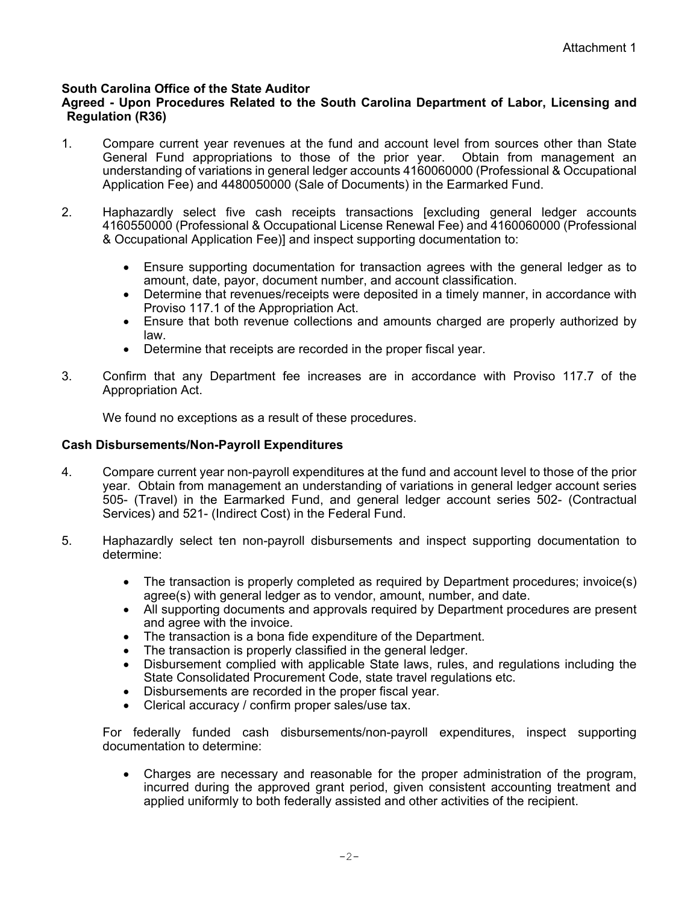Attachment 1

**South Carolina Office of the State Auditor**
**Agreed - Upon Procedures Related to the South Carolina Department of Labor, Licensing and Regulation (R36)**

1. Compare current year revenues at the fund and account level from sources other than State General Fund appropriations to those of the prior year. Obtain from management an understanding of variations in general ledger accounts 4160060000 (Professional & Occupational Application Fee) and 4480050000 (Sale of Documents) in the Earmarked Fund.

2. Haphazardly select five cash receipts transactions [excluding general ledger accounts 4160550000 (Professional & Occupational License Renewal Fee) and 4160060000 (Professional & Occupational Application Fee)] and inspect supporting documentation to:

   - Ensure supporting documentation for transaction agrees with the general ledger as to amount, date, payor, document number, and account classification.
   - Determine that revenues/receipts were deposited in a timely manner, in accordance with Proviso 117.1 of the Appropriation Act.
   - Ensure that both revenue collections and amounts charged are properly authorized by law.
   - Determine that receipts are recorded in the proper fiscal year.

3. Confirm that any Department fee increases are in accordance with Proviso 117.7 of the Appropriation Act.

   We found no exceptions as a result of these procedures.

**Cash Disbursements/Non-Payroll Expenditures**

4. Compare current year non-payroll expenditures at the fund and account level to those of the prior year. Obtain from management an understanding of variations in general ledger account series 505- (Travel) in the Earmarked Fund, and general ledger account series 502- (Contractual Services) and 521- (Indirect Cost) in the Federal Fund.

5. Haphazardly select ten non-payroll disbursements and inspect supporting documentation to determine:

   - The transaction is properly completed as required by Department procedures; invoice(s) agree(s) with general ledger as to vendor, amount, number, and date.
   - All supporting documents and approvals required by Department procedures are present and agree with the invoice.
   - The transaction is a bona fide expenditure of the Department.
   - The transaction is properly classified in the general ledger.
   - Disbursement complied with applicable State laws, rules, and regulations including the State Consolidated Procurement Code, state travel regulations etc.
   - Disbursements are recorded in the proper fiscal year.
   - Clerical accuracy / confirm proper sales/use tax.

   For federally funded cash disbursements/non-payroll expenditures, inspect supporting documentation to determine:

   - Charges are necessary and reasonable for the proper administration of the program, incurred during the approved grant period, given consistent accounting treatment and applied uniformly to both federally assisted and other activities of the recipient.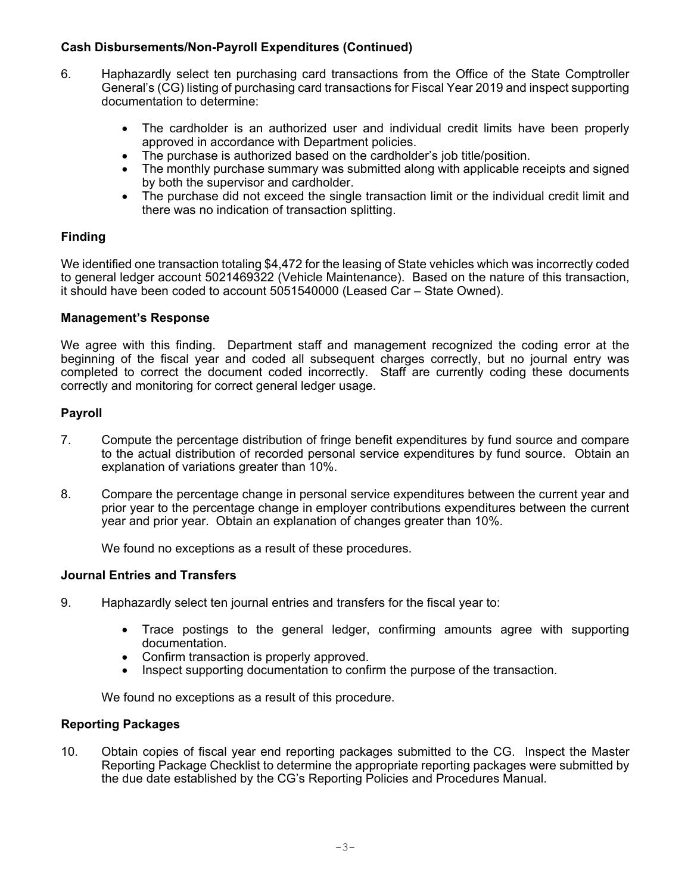### Cash Disbursements/Non-Payroll Expenditures (Continued)

6. Haphazardly select ten purchasing card transactions from the Office of the State Comptroller General's (CG) listing of purchasing card transactions for Fiscal Year 2019 and inspect supporting documentation to determine:

   - The cardholder is an authorized user and individual credit limits have been properly approved in accordance with Department policies.
   - The purchase is authorized based on the cardholder's job title/position.
   - The monthly purchase summary was submitted along with applicable receipts and signed by both the supervisor and cardholder.
   - The purchase did not exceed the single transaction limit or the individual credit limit and there was no indication of transaction splitting.

### Finding

We identified one transaction totaling $4,472 for the leasing of State vehicles which was incorrectly coded to general ledger account 5021469322 (Vehicle Maintenance). Based on the nature of this transaction, it should have been coded to account 5051540000 (Leased Car – State Owned).

### Management's Response

We agree with this finding. Department staff and management recognized the coding error at the beginning of the fiscal year and coded all subsequent charges correctly, but no journal entry was completed to correct the document coded incorrectly. Staff are currently coding these documents correctly and monitoring for correct general ledger usage.

### Payroll

7. Compute the percentage distribution of fringe benefit expenditures by fund source and compare to the actual distribution of recorded personal service expenditures by fund source. Obtain an explanation of variations greater than 10%.

8. Compare the percentage change in personal service expenditures between the current year and prior year to the percentage change in employer contributions expenditures between the current year and prior year. Obtain an explanation of changes greater than 10%.

   We found no exceptions as a result of these procedures.

### Journal Entries and Transfers

9. Haphazardly select ten journal entries and transfers for the fiscal year to:

   - Trace postings to the general ledger, confirming amounts agree with supporting documentation.
   - Confirm transaction is properly approved.
   - Inspect supporting documentation to confirm the purpose of the transaction.

   We found no exceptions as a result of this procedure.

### Reporting Packages

10. Obtain copies of fiscal year end reporting packages submitted to the CG. Inspect the Master Reporting Package Checklist to determine the appropriate reporting packages were submitted by the due date established by the CG's Reporting Policies and Procedures Manual.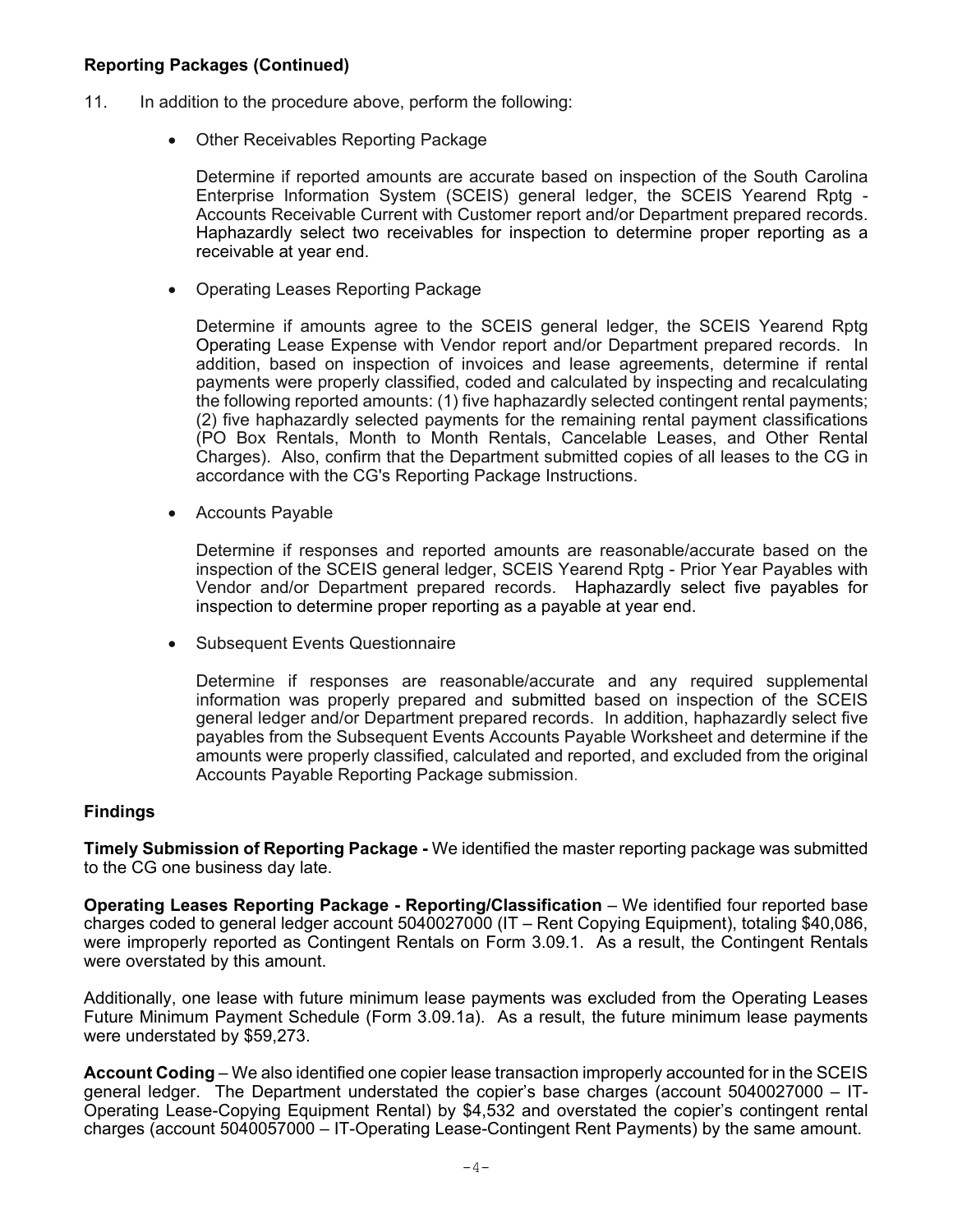**Reporting Packages (Continued)**

11. In addition to the procedure above, perform the following:

    - Other Receivables Reporting Package

      Determine if reported amounts are accurate based on inspection of the South Carolina Enterprise Information System (SCEIS) general ledger, the SCEIS Yearend Rptg - Accounts Receivable Current with Customer report and/or Department prepared records. Haphazardly select two receivables for inspection to determine proper reporting as a receivable at year end.

    - Operating Leases Reporting Package

      Determine if amounts agree to the SCEIS general ledger, the SCEIS Yearend Rptg Operating Lease Expense with Vendor report and/or Department prepared records. In addition, based on inspection of invoices and lease agreements, determine if rental payments were properly classified, coded and calculated by inspecting and recalculating the following reported amounts: (1) five haphazardly selected contingent rental payments; (2) five haphazardly selected payments for the remaining rental payment classifications (PO Box Rentals, Month to Month Rentals, Cancelable Leases, and Other Rental Charges). Also, confirm that the Department submitted copies of all leases to the CG in accordance with the CG's Reporting Package Instructions.

    - Accounts Payable

      Determine if responses and reported amounts are reasonable/accurate based on the inspection of the SCEIS general ledger, SCEIS Yearend Rptg - Prior Year Payables with Vendor and/or Department prepared records. Haphazardly select five payables for inspection to determine proper reporting as a payable at year end.

    - Subsequent Events Questionnaire

      Determine if responses are reasonable/accurate and any required supplemental information was properly prepared and submitted based on inspection of the SCEIS general ledger and/or Department prepared records. In addition, haphazardly select five payables from the Subsequent Events Accounts Payable Worksheet and determine if the amounts were properly classified, calculated and reported, and excluded from the original Accounts Payable Reporting Package submission.

**Findings**

**Timely Submission of Reporting Package -** We identified the master reporting package was submitted to the CG one business day late.

**Operating Leases Reporting Package - Reporting/Classification** – We identified four reported base charges coded to general ledger account 5040027000 (IT – Rent Copying Equipment), totaling $40,086, were improperly reported as Contingent Rentals on Form 3.09.1. As a result, the Contingent Rentals were overstated by this amount.

Additionally, one lease with future minimum lease payments was excluded from the Operating Leases Future Minimum Payment Schedule (Form 3.09.1a). As a result, the future minimum lease payments were understated by $59,273.

**Account Coding** – We also identified one copier lease transaction improperly accounted for in the SCEIS general ledger. The Department understated the copier's base charges (account 5040027000 – IT-Operating Lease-Copying Equipment Rental) by $4,532 and overstated the copier's contingent rental charges (account 5040057000 – IT-Operating Lease-Contingent Rent Payments) by the same amount.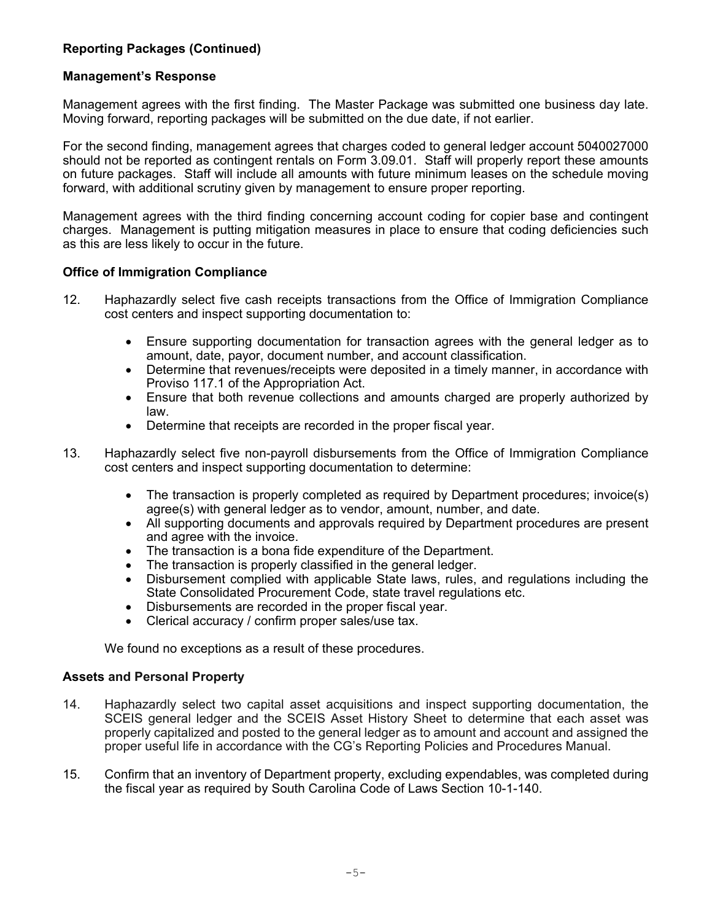### Reporting Packages (Continued)

### Management's Response

Management agrees with the first finding. The Master Package was submitted one business day late. Moving forward, reporting packages will be submitted on the due date, if not earlier.

For the second finding, management agrees that charges coded to general ledger account 5040027000 should not be reported as contingent rentals on Form 3.09.01. Staff will properly report these amounts on future packages. Staff will include all amounts with future minimum leases on the schedule moving forward, with additional scrutiny given by management to ensure proper reporting.

Management agrees with the third finding concerning account coding for copier base and contingent charges. Management is putting mitigation measures in place to ensure that coding deficiencies such as this are less likely to occur in the future.

### Office of Immigration Compliance

12. Haphazardly select five cash receipts transactions from the Office of Immigration Compliance cost centers and inspect supporting documentation to:

    - Ensure supporting documentation for transaction agrees with the general ledger as to amount, date, payor, document number, and account classification.
    - Determine that revenues/receipts were deposited in a timely manner, in accordance with Proviso 117.1 of the Appropriation Act.
    - Ensure that both revenue collections and amounts charged are properly authorized by law.
    - Determine that receipts are recorded in the proper fiscal year.

13. Haphazardly select five non-payroll disbursements from the Office of Immigration Compliance cost centers and inspect supporting documentation to determine:

    - The transaction is properly completed as required by Department procedures; invoice(s) agree(s) with general ledger as to vendor, amount, number, and date.
    - All supporting documents and approvals required by Department procedures are present and agree with the invoice.
    - The transaction is a bona fide expenditure of the Department.
    - The transaction is properly classified in the general ledger.
    - Disbursement complied with applicable State laws, rules, and regulations including the State Consolidated Procurement Code, state travel regulations etc.
    - Disbursements are recorded in the proper fiscal year.
    - Clerical accuracy / confirm proper sales/use tax.

    We found no exceptions as a result of these procedures.

### Assets and Personal Property

14. Haphazardly select two capital asset acquisitions and inspect supporting documentation, the SCEIS general ledger and the SCEIS Asset History Sheet to determine that each asset was properly capitalized and posted to the general ledger as to amount and account and assigned the proper useful life in accordance with the CG's Reporting Policies and Procedures Manual.

15. Confirm that an inventory of Department property, excluding expendables, was completed during the fiscal year as required by South Carolina Code of Laws Section 10-1-140.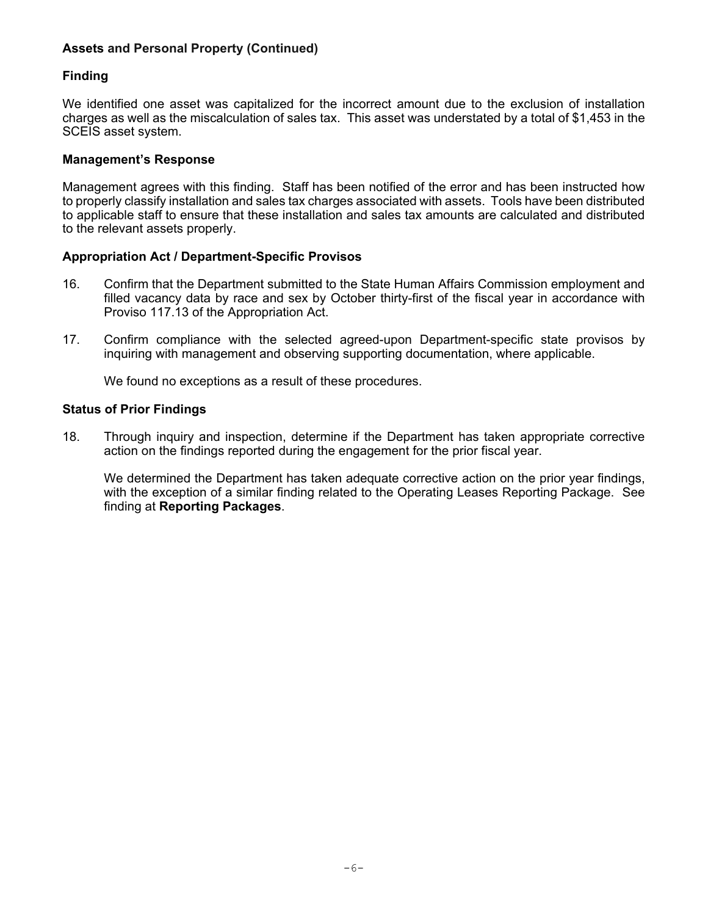**Assets and Personal Property (Continued)**

**Finding**

We identified one asset was capitalized for the incorrect amount due to the exclusion of installation charges as well as the miscalculation of sales tax. This asset was understated by a total of $1,453 in the SCEIS asset system.

**Management's Response**

Management agrees with this finding. Staff has been notified of the error and has been instructed how to properly classify installation and sales tax charges associated with assets. Tools have been distributed to applicable staff to ensure that these installation and sales tax amounts are calculated and distributed to the relevant assets properly.

**Appropriation Act / Department-Specific Provisos**

16. Confirm that the Department submitted to the State Human Affairs Commission employment and filled vacancy data by race and sex by October thirty-first of the fiscal year in accordance with Proviso 117.13 of the Appropriation Act.

17. Confirm compliance with the selected agreed-upon Department-specific state provisos by inquiring with management and observing supporting documentation, where applicable.

    We found no exceptions as a result of these procedures.

**Status of Prior Findings**

18. Through inquiry and inspection, determine if the Department has taken appropriate corrective action on the findings reported during the engagement for the prior fiscal year.

    We determined the Department has taken adequate corrective action on the prior year findings, with the exception of a similar finding related to the Operating Leases Reporting Package. See finding at **Reporting Packages**.